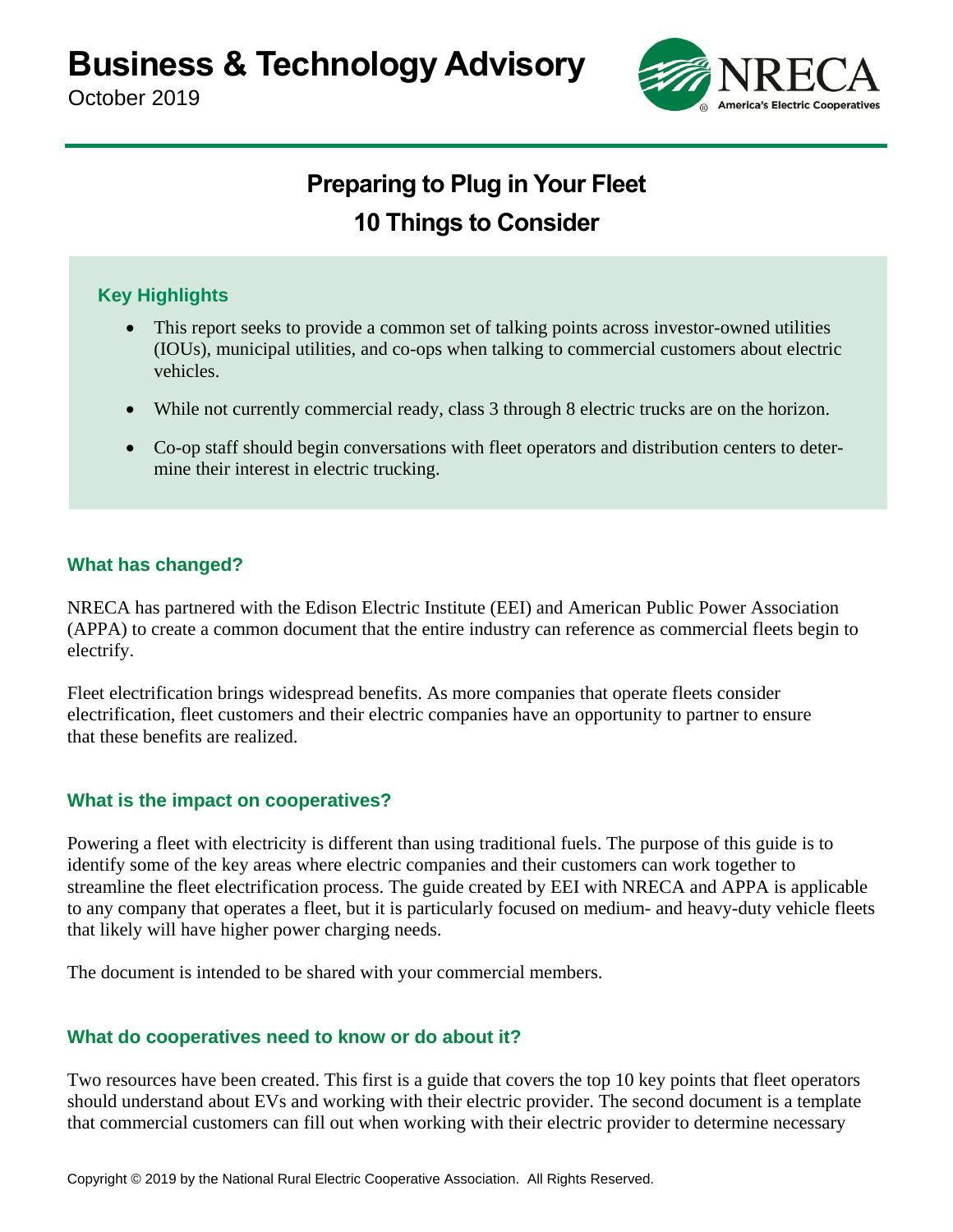# Business & Technology Advisory

October 2019

NRECA America's Electric Cooperatives

## Preparing to Plug in Your Fleet
## 10 Things to Consider

### Key Highlights

- This report seeks to provide a common set of talking points across investor-owned utilities (IOUs), municipal utilities, and co-ops when talking to commercial customers about electric vehicles.
- While not currently commercial ready, class 3 through 8 electric trucks are on the horizon.
- Co-op staff should begin conversations with fleet operators and distribution centers to determine their interest in electric trucking.

### What has changed?

NRECA has partnered with the Edison Electric Institute (EEI) and American Public Power Association (APPA) to create a common document that the entire industry can reference as commercial fleets begin to electrify.

Fleet electrification brings widespread benefits. As more companies that operate fleets consider electrification, fleet customers and their electric companies have an opportunity to partner to ensure that these benefits are realized.

### What is the impact on cooperatives?

Powering a fleet with electricity is different than using traditional fuels. The purpose of this guide is to identify some of the key areas where electric companies and their customers can work together to streamline the fleet electrification process. The guide created by EEI with NRECA and APPA is applicable to any company that operates a fleet, but it is particularly focused on medium- and heavy-duty vehicle fleets that likely will have higher power charging needs.

The document is intended to be shared with your commercial members.

### What do cooperatives need to know or do about it?

Two resources have been created. This first is a guide that covers the top 10 key points that fleet operators should understand about EVs and working with their electric provider. The second document is a template that commercial customers can fill out when working with their electric provider to determine necessary

Copyright © 2019 by the National Rural Electric Cooperative Association. All Rights Reserved.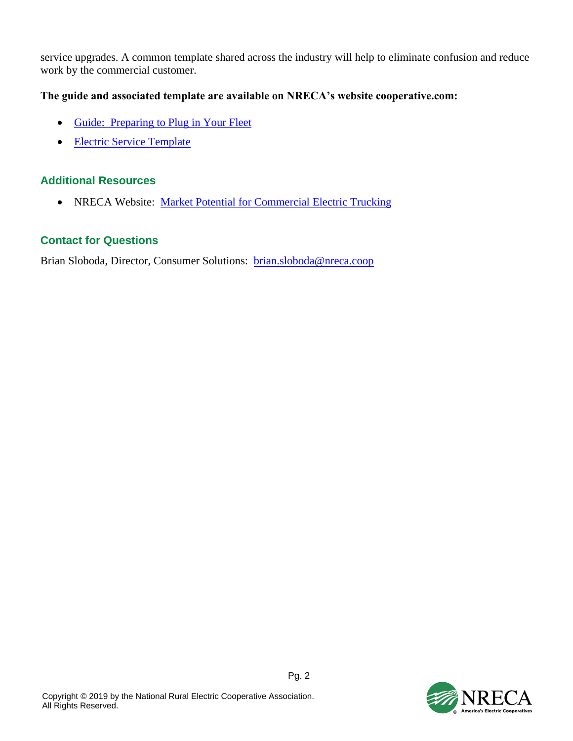service upgrades. A common template shared across the industry will help to eliminate confusion and reduce work by the commercial customer.

**The guide and associated template are available on NRECA's website cooperative.com:**

- Guide: Preparing to Plug in Your Fleet
- Electric Service Template

## Additional Resources

- NRECA Website: Market Potential for Commercial Electric Trucking

## Contact for Questions

Brian Sloboda, Director, Consumer Solutions: brian.sloboda@nreca.coop

Copyright © 2019 by the National Rural Electric Cooperative Association.
All Rights Reserved.